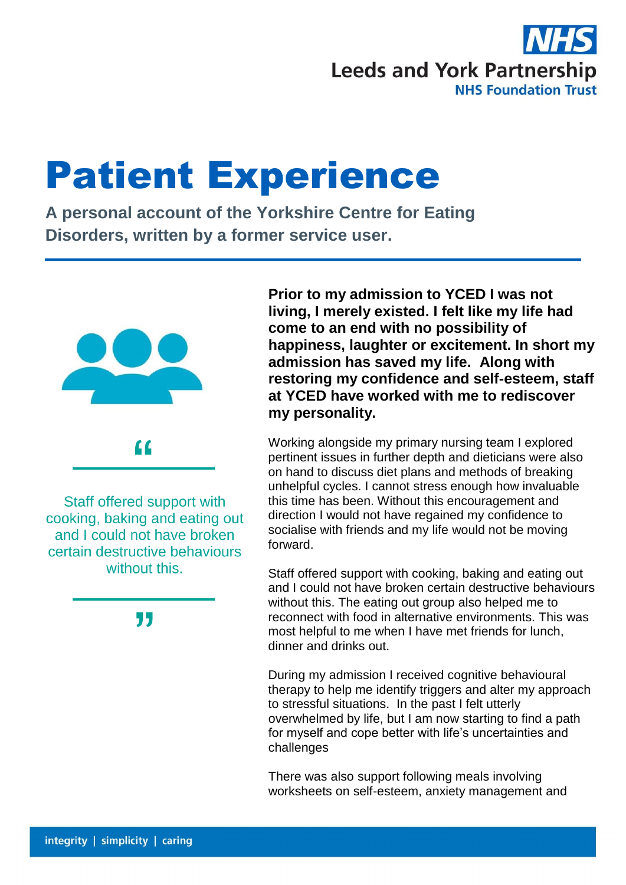Leeds and York Partnership
NHS Foundation Trust

# Patient Experience

**A personal account of the Yorkshire Centre for Eating Disorders, written by a former service user.**

> Staff offered support with cooking, baking and eating out and I could not have broken certain destructive behaviours without this.

**Prior to my admission to YCED I was not living, I merely existed. I felt like my life had come to an end with no possibility of happiness, laughter or excitement. In short my admission has saved my life. Along with restoring my confidence and self-esteem, staff at YCED have worked with me to rediscover my personality.**

Working alongside my primary nursing team I explored pertinent issues in further depth and dieticians were also on hand to discuss diet plans and methods of breaking unhelpful cycles. I cannot stress enough how invaluable this time has been. Without this encouragement and direction I would not have regained my confidence to socialise with friends and my life would not be moving forward.

Staff offered support with cooking, baking and eating out and I could not have broken certain destructive behaviours without this. The eating out group also helped me to reconnect with food in alternative environments. This was most helpful to me when I have met friends for lunch, dinner and drinks out.

During my admission I received cognitive behavioural therapy to help me identify triggers and alter my approach to stressful situations. In the past I felt utterly overwhelmed by life, but I am now starting to find a path for myself and cope better with life's uncertainties and challenges

There was also support following meals involving worksheets on self-esteem, anxiety management and

integrity | simplicity | caring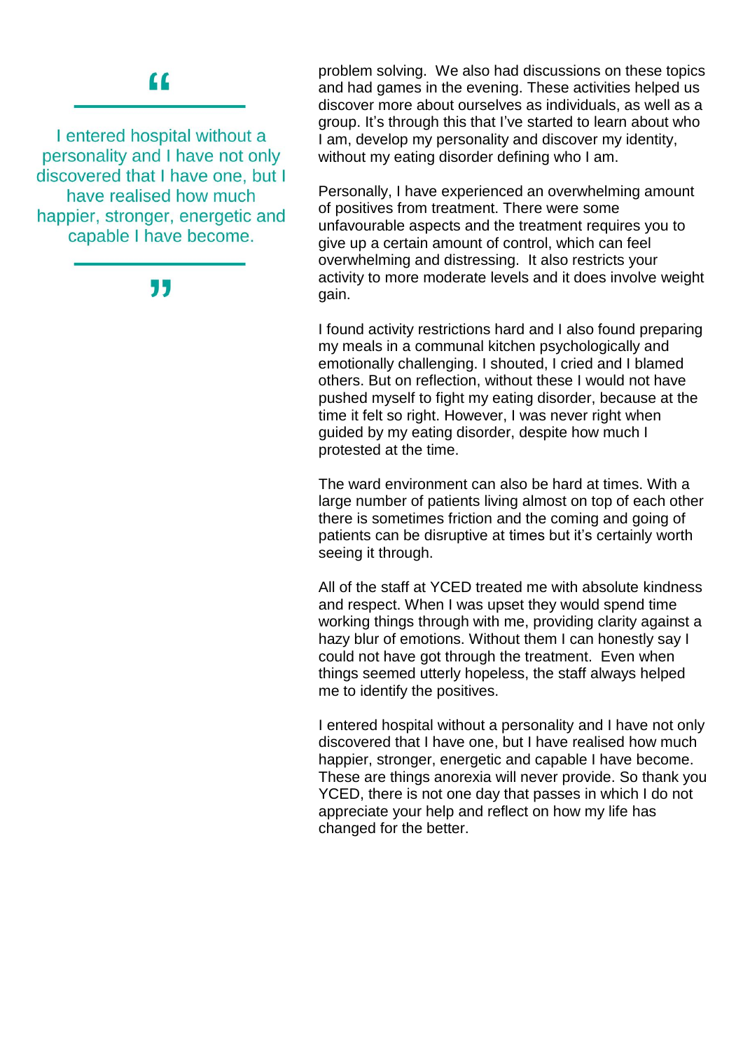> I entered hospital without a personality and I have not only discovered that I have one, but I have realised how much happier, stronger, energetic and capable I have become.

problem solving. We also had discussions on these topics and had games in the evening. These activities helped us discover more about ourselves as individuals, as well as a group. It's through this that I've started to learn about who I am, develop my personality and discover my identity, without my eating disorder defining who I am.

Personally, I have experienced an overwhelming amount of positives from treatment. There were some unfavourable aspects and the treatment requires you to give up a certain amount of control, which can feel overwhelming and distressing. It also restricts your activity to more moderate levels and it does involve weight gain.

I found activity restrictions hard and I also found preparing my meals in a communal kitchen psychologically and emotionally challenging. I shouted, I cried and I blamed others. But on reflection, without these I would not have pushed myself to fight my eating disorder, because at the time it felt so right. However, I was never right when guided by my eating disorder, despite how much I protested at the time.

The ward environment can also be hard at times. With a large number of patients living almost on top of each other there is sometimes friction and the coming and going of patients can be disruptive at times but it's certainly worth seeing it through.

All of the staff at YCED treated me with absolute kindness and respect. When I was upset they would spend time working things through with me, providing clarity against a hazy blur of emotions. Without them I can honestly say I could not have got through the treatment. Even when things seemed utterly hopeless, the staff always helped me to identify the positives.

I entered hospital without a personality and I have not only discovered that I have one, but I have realised how much happier, stronger, energetic and capable I have become. These are things anorexia will never provide. So thank you YCED, there is not one day that passes in which I do not appreciate your help and reflect on how my life has changed for the better.